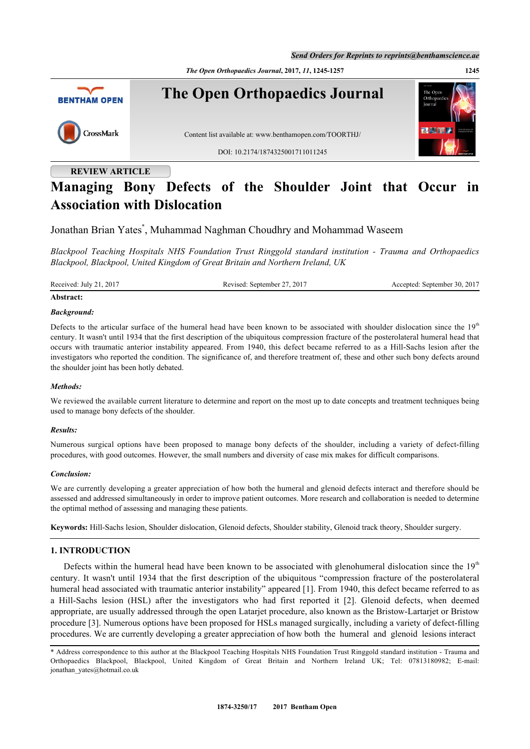REVIEW ARTICLE

# Managing Bony Defects of the Shoulder Joint that Occur in Association with Dislocation

Jonathan Brian Yates*, Muhammad Naghman Choudhry and Mohammad Waseem

*Blackpool Teaching Hospitals NHS Foundation Trust Ringgold standard institution - Trauma and Orthopaedics Blackpool, Blackpool, United Kingdom of Great Britain and Northern Ireland, UK*

Received: July 21, 2017 Revised: September 27, 2017 Accepted: September 30, 2017

**Abstract:**

***Background:***

Defects to the articular surface of the humeral head have been known to be associated with shoulder dislocation since the 19th century. It wasn't until 1934 that the first description of the ubiquitous compression fracture of the posterolateral humeral head that occurs with traumatic anterior instability appeared. From 1940, this defect became referred to as a Hill-Sachs lesion after the investigators who reported the condition. The significance of, and therefore treatment of, these and other such bony defects around the shoulder joint has been hotly debated.

***Methods:***

We reviewed the available current literature to determine and report on the most up to date concepts and treatment techniques being used to manage bony defects of the shoulder.

***Results:***

Numerous surgical options have been proposed to manage bony defects of the shoulder, including a variety of defect-filling procedures, with good outcomes. However, the small numbers and diversity of case mix makes for difficult comparisons.

***Conclusion:***

We are currently developing a greater appreciation of how both the humeral and glenoid defects interact and therefore should be assessed and addressed simultaneously in order to improve patient outcomes. More research and collaboration is needed to determine the optimal method of assessing and managing these patients.

**Keywords:** Hill-Sachs lesion, Shoulder dislocation, Glenoid defects, Shoulder stability, Glenoid track theory, Shoulder surgery.

## 1. INTRODUCTION

Defects within the humeral head have been known to be associated with glenohumeral dislocation since the 19th century. It wasn't until 1934 that the first description of the ubiquitous "compression fracture of the posterolateral humeral head associated with traumatic anterior instability" appeared [1]. From 1940, this defect became referred to as a Hill-Sachs lesion (HSL) after the investigators who had first reported it [2]. Glenoid defects, when deemed appropriate, are usually addressed through the open Latarjet procedure, also known as the Bristow-Lartarjet or Bristow procedure [3]. Numerous options have been proposed for HSLs managed surgically, including a variety of defect-filling procedures. We are currently developing a greater appreciation of how both the humeral and glenoid lesions interact

* Address correspondence to this author at the Blackpool Teaching Hospitals NHS Foundation Trust Ringgold standard institution - Trauma and Orthopaedics Blackpool, Blackpool, United Kingdom of Great Britain and Northern Ireland UK; Tel: 07813180982; E-mail: jonathan_yates@hotmail.co.uk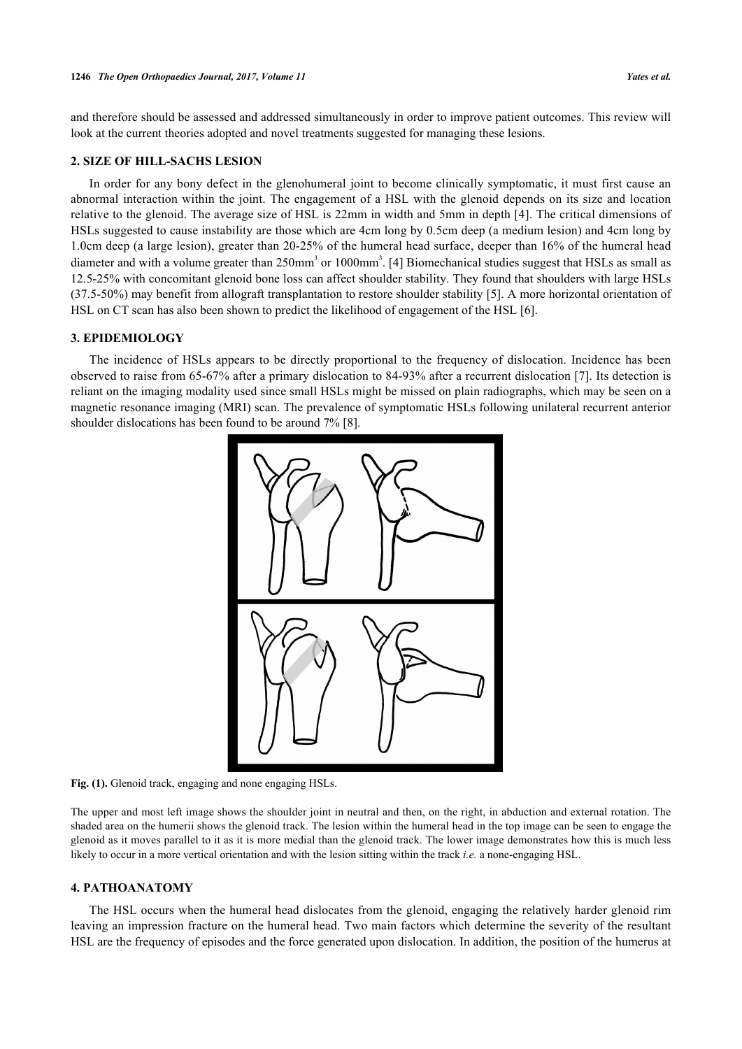and therefore should be assessed and addressed simultaneously in order to improve patient outcomes. This review will look at the current theories adopted and novel treatments suggested for managing these lesions.

## 2. SIZE OF HILL-SACHS LESION

In order for any bony defect in the glenohumeral joint to become clinically symptomatic, it must first cause an abnormal interaction within the joint. The engagement of a HSL with the glenoid depends on its size and location relative to the glenoid. The average size of HSL is 22mm in width and 5mm in depth [4]. The critical dimensions of HSLs suggested to cause instability are those which are 4cm long by 0.5cm deep (a medium lesion) and 4cm long by 1.0cm deep (a large lesion), greater than 20-25% of the humeral head surface, deeper than 16% of the humeral head diameter and with a volume greater than 250mm$^3$ or 1000mm$^3$. [4] Biomechanical studies suggest that HSLs as small as 12.5-25% with concomitant glenoid bone loss can affect shoulder stability. They found that shoulders with large HSLs (37.5-50%) may benefit from allograft transplantation to restore shoulder stability [5]. A more horizontal orientation of HSL on CT scan has also been shown to predict the likelihood of engagement of the HSL [6].

## 3. EPIDEMIOLOGY

The incidence of HSLs appears to be directly proportional to the frequency of dislocation. Incidence has been observed to raise from 65-67% after a primary dislocation to 84-93% after a recurrent dislocation [7]. Its detection is reliant on the imaging modality used since small HSLs might be missed on plain radiographs, which may be seen on a magnetic resonance imaging (MRI) scan. The prevalence of symptomatic HSLs following unilateral recurrent anterior shoulder dislocations has been found to be around 7% [8].

**Fig. (1).** Glenoid track, engaging and none engaging HSLs.

The upper and most left image shows the shoulder joint in neutral and then, on the right, in abduction and external rotation. The shaded area on the humerii shows the glenoid track. The lesion within the humeral head in the top image can be seen to engage the glenoid as it moves parallel to it as it is more medial than the glenoid track. The lower image demonstrates how this is much less likely to occur in a more vertical orientation and with the lesion sitting within the track *i.e.* a none-engaging HSL.

## 4. PATHOANATOMY

The HSL occurs when the humeral head dislocates from the glenoid, engaging the relatively harder glenoid rim leaving an impression fracture on the humeral head. Two main factors which determine the severity of the resultant HSL are the frequency of episodes and the force generated upon dislocation. In addition, the position of the humerus at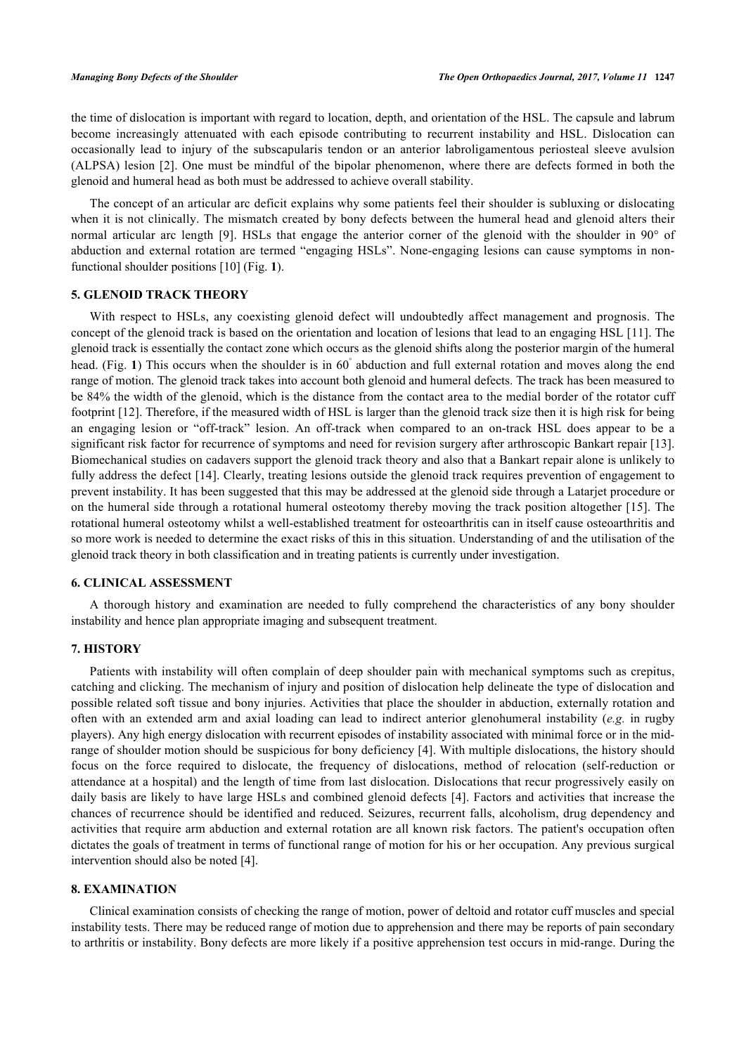the time of dislocation is important with regard to location, depth, and orientation of the HSL. The capsule and labrum become increasingly attenuated with each episode contributing to recurrent instability and HSL. Dislocation can occasionally lead to injury of the subscapularis tendon or an anterior labroligamentous periosteal sleeve avulsion (ALPSA) lesion [2]. One must be mindful of the bipolar phenomenon, where there are defects formed in both the glenoid and humeral head as both must be addressed to achieve overall stability.

The concept of an articular arc deficit explains why some patients feel their shoulder is subluxing or dislocating when it is not clinically. The mismatch created by bony defects between the humeral head and glenoid alters their normal articular arc length [9]. HSLs that engage the anterior corner of the glenoid with the shoulder in 90° of abduction and external rotation are termed "engaging HSLs". None-engaging lesions can cause symptoms in non-functional shoulder positions [10] (Fig. **1**).

## 5. GLENOID TRACK THEORY

With respect to HSLs, any coexisting glenoid defect will undoubtedly affect management and prognosis. The concept of the glenoid track is based on the orientation and location of lesions that lead to an engaging HSL [11]. The glenoid track is essentially the contact zone which occurs as the glenoid shifts along the posterior margin of the humeral head. (Fig. **1**) This occurs when the shoulder is in 60° abduction and full external rotation and moves along the end range of motion. The glenoid track takes into account both glenoid and humeral defects. The track has been measured to be 84% the width of the glenoid, which is the distance from the contact area to the medial border of the rotator cuff footprint [12]. Therefore, if the measured width of HSL is larger than the glenoid track size then it is high risk for being an engaging lesion or "off-track" lesion. An off-track when compared to an on-track HSL does appear to be a significant risk factor for recurrence of symptoms and need for revision surgery after arthroscopic Bankart repair [13]. Biomechanical studies on cadavers support the glenoid track theory and also that a Bankart repair alone is unlikely to fully address the defect [14]. Clearly, treating lesions outside the glenoid track requires prevention of engagement to prevent instability. It has been suggested that this may be addressed at the glenoid side through a Latarjet procedure or on the humeral side through a rotational humeral osteotomy thereby moving the track position altogether [15]. The rotational humeral osteotomy whilst a well-established treatment for osteoarthritis can in itself cause osteoarthritis and so more work is needed to determine the exact risks of this in this situation. Understanding of and the utilisation of the glenoid track theory in both classification and in treating patients is currently under investigation.

## 6. CLINICAL ASSESSMENT

A thorough history and examination are needed to fully comprehend the characteristics of any bony shoulder instability and hence plan appropriate imaging and subsequent treatment.

## 7. HISTORY

Patients with instability will often complain of deep shoulder pain with mechanical symptoms such as crepitus, catching and clicking. The mechanism of injury and position of dislocation help delineate the type of dislocation and possible related soft tissue and bony injuries. Activities that place the shoulder in abduction, externally rotation and often with an extended arm and axial loading can lead to indirect anterior glenohumeral instability (*e.g.* in rugby players). Any high energy dislocation with recurrent episodes of instability associated with minimal force or in the mid-range of shoulder motion should be suspicious for bony deficiency [4]. With multiple dislocations, the history should focus on the force required to dislocate, the frequency of dislocations, method of relocation (self-reduction or attendance at a hospital) and the length of time from last dislocation. Dislocations that recur progressively easily on daily basis are likely to have large HSLs and combined glenoid defects [4]. Factors and activities that increase the chances of recurrence should be identified and reduced. Seizures, recurrent falls, alcoholism, drug dependency and activities that require arm abduction and external rotation are all known risk factors. The patient's occupation often dictates the goals of treatment in terms of functional range of motion for his or her occupation. Any previous surgical intervention should also be noted [4].

## 8. EXAMINATION

Clinical examination consists of checking the range of motion, power of deltoid and rotator cuff muscles and special instability tests. There may be reduced range of motion due to apprehension and there may be reports of pain secondary to arthritis or instability. Bony defects are more likely if a positive apprehension test occurs in mid-range. During the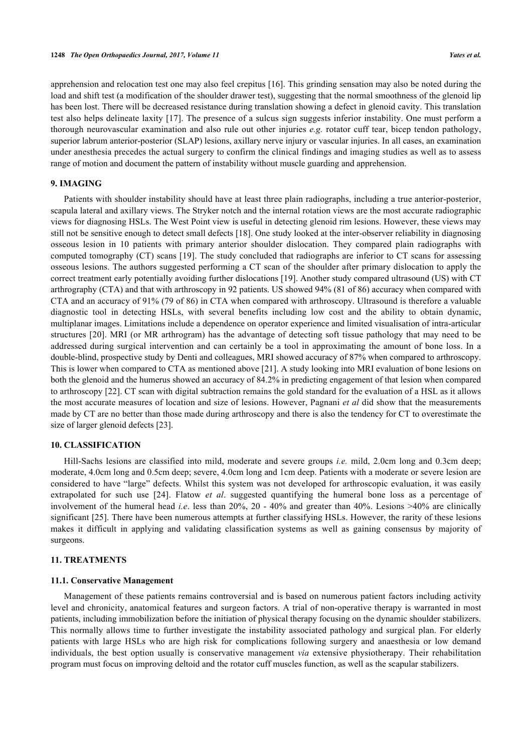apprehension and relocation test one may also feel crepitus [16]. This grinding sensation may also be noted during the load and shift test (a modification of the shoulder drawer test), suggesting that the normal smoothness of the glenoid lip has been lost. There will be decreased resistance during translation showing a defect in glenoid cavity. This translation test also helps delineate laxity [17]. The presence of a sulcus sign suggests inferior instability. One must perform a thorough neurovascular examination and also rule out other injuries *e.g.* rotator cuff tear, bicep tendon pathology, superior labrum anterior-posterior (SLAP) lesions, axillary nerve injury or vascular injuries. In all cases, an examination under anesthesia precedes the actual surgery to confirm the clinical findings and imaging studies as well as to assess range of motion and document the pattern of instability without muscle guarding and apprehension.

## 9. IMAGING

Patients with shoulder instability should have at least three plain radiographs, including a true anterior-posterior, scapula lateral and axillary views. The Stryker notch and the internal rotation views are the most accurate radiographic views for diagnosing HSLs. The West Point view is useful in detecting glenoid rim lesions. However, these views may still not be sensitive enough to detect small defects [18]. One study looked at the inter-observer reliability in diagnosing osseous lesion in 10 patients with primary anterior shoulder dislocation. They compared plain radiographs with computed tomography (CT) scans [19]. The study concluded that radiographs are inferior to CT scans for assessing osseous lesions. The authors suggested performing a CT scan of the shoulder after primary dislocation to apply the correct treatment early potentially avoiding further dislocations [19]. Another study compared ultrasound (US) with CT arthrography (CTA) and that with arthroscopy in 92 patients. US showed 94% (81 of 86) accuracy when compared with CTA and an accuracy of 91% (79 of 86) in CTA when compared with arthroscopy. Ultrasound is therefore a valuable diagnostic tool in detecting HSLs, with several benefits including low cost and the ability to obtain dynamic, multiplanar images. Limitations include a dependence on operator experience and limited visualisation of intra-articular structures [20]. MRI (or MR arthrogram) has the advantage of detecting soft tissue pathology that may need to be addressed during surgical intervention and can certainly be a tool in approximating the amount of bone loss. In a double-blind, prospective study by Denti and colleagues, MRI showed accuracy of 87% when compared to arthroscopy. This is lower when compared to CTA as mentioned above [21]. A study looking into MRI evaluation of bone lesions on both the glenoid and the humerus showed an accuracy of 84.2% in predicting engagement of that lesion when compared to arthroscopy [22]. CT scan with digital subtraction remains the gold standard for the evaluation of a HSL as it allows the most accurate measures of location and size of lesions. However, Pagnani *et al* did show that the measurements made by CT are no better than those made during arthroscopy and there is also the tendency for CT to overestimate the size of larger glenoid defects [23].

## 10. CLASSIFICATION

Hill-Sachs lesions are classified into mild, moderate and severe groups *i.e.* mild, 2.0cm long and 0.3cm deep; moderate, 4.0cm long and 0.5cm deep; severe, 4.0cm long and 1cm deep. Patients with a moderate or severe lesion are considered to have "large" defects. Whilst this system was not developed for arthroscopic evaluation, it was easily extrapolated for such use [24]. Flatow *et al*. suggested quantifying the humeral bone loss as a percentage of involvement of the humeral head *i.e*. less than 20%, 20 - 40% and greater than 40%. Lesions >40% are clinically significant [25]. There have been numerous attempts at further classifying HSLs. However, the rarity of these lesions makes it difficult in applying and validating classification systems as well as gaining consensus by majority of surgeons.

## 11. TREATMENTS

### 11.1. Conservative Management

Management of these patients remains controversial and is based on numerous patient factors including activity level and chronicity, anatomical features and surgeon factors. A trial of non-operative therapy is warranted in most patients, including immobilization before the initiation of physical therapy focusing on the dynamic shoulder stabilizers. This normally allows time to further investigate the instability associated pathology and surgical plan. For elderly patients with large HSLs who are high risk for complications following surgery and anaesthesia or low demand individuals, the best option usually is conservative management *via* extensive physiotherapy. Their rehabilitation program must focus on improving deltoid and the rotator cuff muscles function, as well as the scapular stabilizers.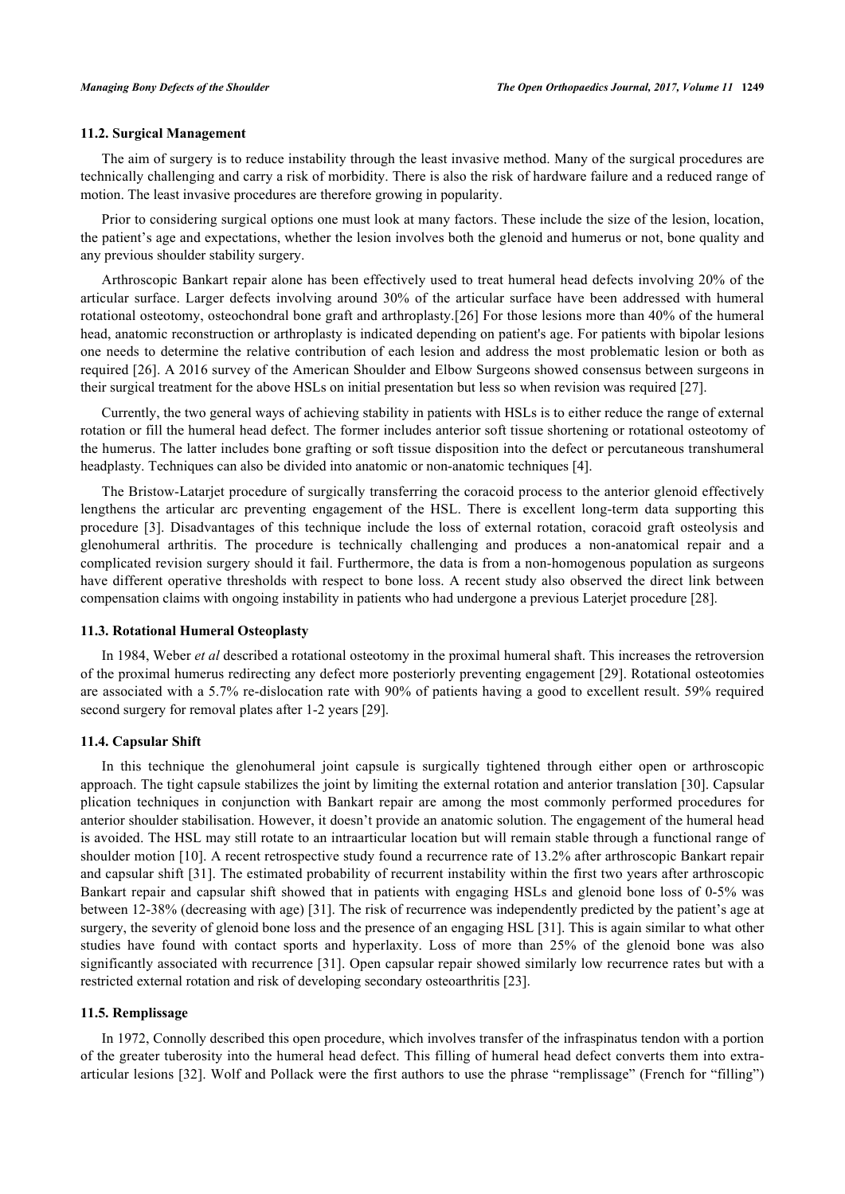### 11.2. Surgical Management

The aim of surgery is to reduce instability through the least invasive method. Many of the surgical procedures are technically challenging and carry a risk of morbidity. There is also the risk of hardware failure and a reduced range of motion. The least invasive procedures are therefore growing in popularity.

Prior to considering surgical options one must look at many factors. These include the size of the lesion, location, the patient's age and expectations, whether the lesion involves both the glenoid and humerus or not, bone quality and any previous shoulder stability surgery.

Arthroscopic Bankart repair alone has been effectively used to treat humeral head defects involving 20% of the articular surface. Larger defects involving around 30% of the articular surface have been addressed with humeral rotational osteotomy, osteochondral bone graft and arthroplasty.[26] For those lesions more than 40% of the humeral head, anatomic reconstruction or arthroplasty is indicated depending on patient's age. For patients with bipolar lesions one needs to determine the relative contribution of each lesion and address the most problematic lesion or both as required [26]. A 2016 survey of the American Shoulder and Elbow Surgeons showed consensus between surgeons in their surgical treatment for the above HSLs on initial presentation but less so when revision was required [27].

Currently, the two general ways of achieving stability in patients with HSLs is to either reduce the range of external rotation or fill the humeral head defect. The former includes anterior soft tissue shortening or rotational osteotomy of the humerus. The latter includes bone grafting or soft tissue disposition into the defect or percutaneous transhumeral headplasty. Techniques can also be divided into anatomic or non-anatomic techniques [4].

The Bristow-Latarjet procedure of surgically transferring the coracoid process to the anterior glenoid effectively lengthens the articular arc preventing engagement of the HSL. There is excellent long-term data supporting this procedure [3]. Disadvantages of this technique include the loss of external rotation, coracoid graft osteolysis and glenohumeral arthritis. The procedure is technically challenging and produces a non-anatomical repair and a complicated revision surgery should it fail. Furthermore, the data is from a non-homogenous population as surgeons have different operative thresholds with respect to bone loss. A recent study also observed the direct link between compensation claims with ongoing instability in patients who had undergone a previous Laterjet procedure [28].

### 11.3. Rotational Humeral Osteoplasty

In 1984, Weber *et al* described a rotational osteotomy in the proximal humeral shaft. This increases the retroversion of the proximal humerus redirecting any defect more posteriorly preventing engagement [29]. Rotational osteotomies are associated with a 5.7% re-dislocation rate with 90% of patients having a good to excellent result. 59% required second surgery for removal plates after 1-2 years [29].

### 11.4. Capsular Shift

In this technique the glenohumeral joint capsule is surgically tightened through either open or arthroscopic approach. The tight capsule stabilizes the joint by limiting the external rotation and anterior translation [30]. Capsular plication techniques in conjunction with Bankart repair are among the most commonly performed procedures for anterior shoulder stabilisation. However, it doesn't provide an anatomic solution. The engagement of the humeral head is avoided. The HSL may still rotate to an intraarticular location but will remain stable through a functional range of shoulder motion [10]. A recent retrospective study found a recurrence rate of 13.2% after arthroscopic Bankart repair and capsular shift [31]. The estimated probability of recurrent instability within the first two years after arthroscopic Bankart repair and capsular shift showed that in patients with engaging HSLs and glenoid bone loss of 0-5% was between 12-38% (decreasing with age) [31]. The risk of recurrence was independently predicted by the patient's age at surgery, the severity of glenoid bone loss and the presence of an engaging HSL [31]. This is again similar to what other studies have found with contact sports and hyperlaxity. Loss of more than 25% of the glenoid bone was also significantly associated with recurrence [31]. Open capsular repair showed similarly low recurrence rates but with a restricted external rotation and risk of developing secondary osteoarthritis [23].

### 11.5. Remplissage

In 1972, Connolly described this open procedure, which involves transfer of the infraspinatus tendon with a portion of the greater tuberosity into the humeral head defect. This filling of humeral head defect converts them into extra-articular lesions [32]. Wolf and Pollack were the first authors to use the phrase "remplissage" (French for "filling")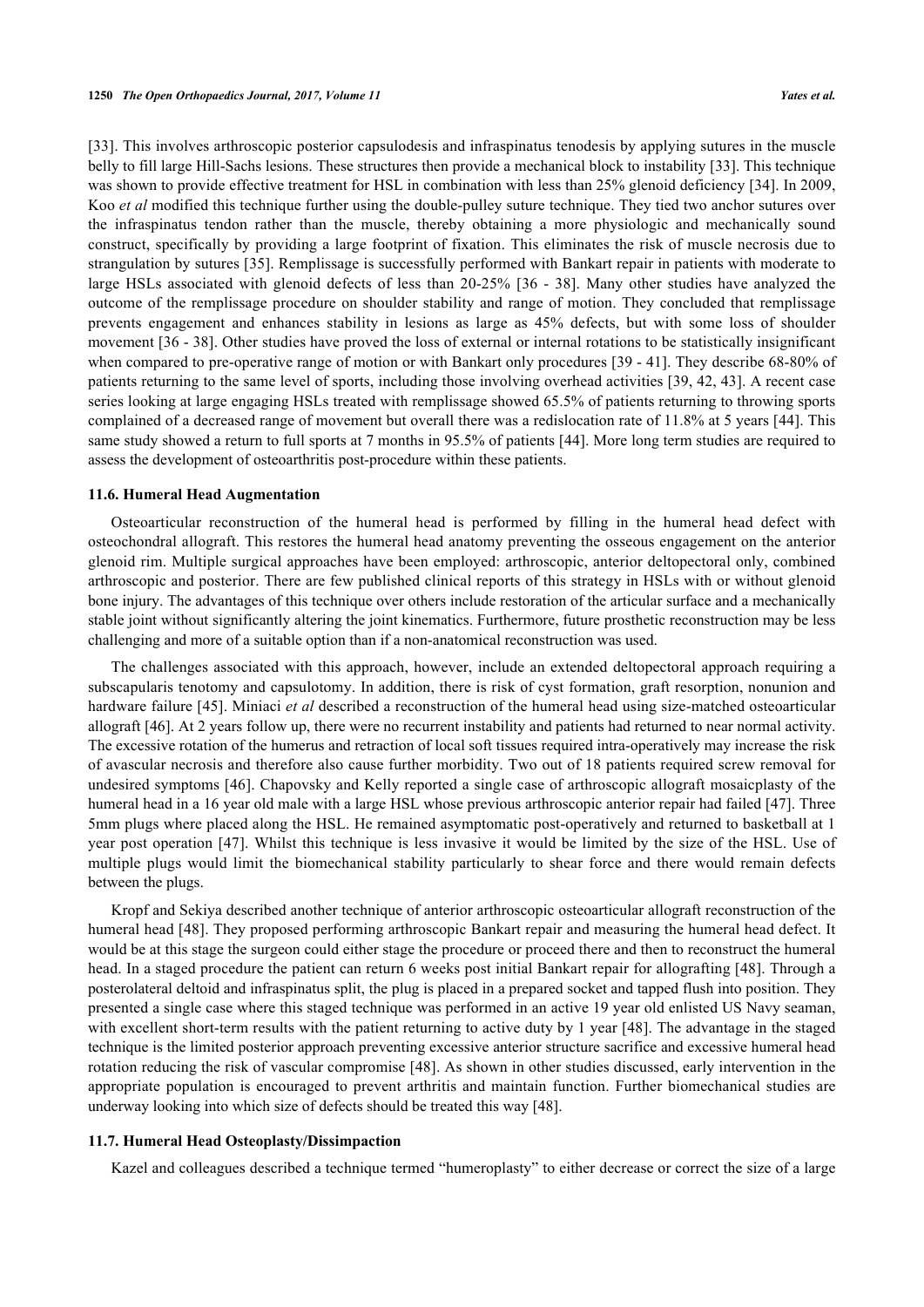[33]. This involves arthroscopic posterior capsulodesis and infraspinatus tenodesis by applying sutures in the muscle belly to fill large Hill-Sachs lesions. These structures then provide a mechanical block to instability [33]. This technique was shown to provide effective treatment for HSL in combination with less than 25% glenoid deficiency [34]. In 2009, Koo *et al* modified this technique further using the double-pulley suture technique. They tied two anchor sutures over the infraspinatus tendon rather than the muscle, thereby obtaining a more physiologic and mechanically sound construct, specifically by providing a large footprint of fixation. This eliminates the risk of muscle necrosis due to strangulation by sutures [35]. Remplissage is successfully performed with Bankart repair in patients with moderate to large HSLs associated with glenoid defects of less than 20-25% [36 - 38]. Many other studies have analyzed the outcome of the remplissage procedure on shoulder stability and range of motion. They concluded that remplissage prevents engagement and enhances stability in lesions as large as 45% defects, but with some loss of shoulder movement [36 - 38]. Other studies have proved the loss of external or internal rotations to be statistically insignificant when compared to pre-operative range of motion or with Bankart only procedures [39 - 41]. They describe 68-80% of patients returning to the same level of sports, including those involving overhead activities [39, 42, 43]. A recent case series looking at large engaging HSLs treated with remplissage showed 65.5% of patients returning to throwing sports complained of a decreased range of movement but overall there was a redislocation rate of 11.8% at 5 years [44]. This same study showed a return to full sports at 7 months in 95.5% of patients [44]. More long term studies are required to assess the development of osteoarthritis post-procedure within these patients.

### 11.6. Humeral Head Augmentation

Osteoarticular reconstruction of the humeral head is performed by filling in the humeral head defect with osteochondral allograft. This restores the humeral head anatomy preventing the osseous engagement on the anterior glenoid rim. Multiple surgical approaches have been employed: arthroscopic, anterior deltopectoral only, combined arthroscopic and posterior. There are few published clinical reports of this strategy in HSLs with or without glenoid bone injury. The advantages of this technique over others include restoration of the articular surface and a mechanically stable joint without significantly altering the joint kinematics. Furthermore, future prosthetic reconstruction may be less challenging and more of a suitable option than if a non-anatomical reconstruction was used.

The challenges associated with this approach, however, include an extended deltopectoral approach requiring a subscapularis tenotomy and capsulotomy. In addition, there is risk of cyst formation, graft resorption, nonunion and hardware failure [45]. Miniaci *et al* described a reconstruction of the humeral head using size-matched osteoarticular allograft [46]. At 2 years follow up, there were no recurrent instability and patients had returned to near normal activity. The excessive rotation of the humerus and retraction of local soft tissues required intra-operatively may increase the risk of avascular necrosis and therefore also cause further morbidity. Two out of 18 patients required screw removal for undesired symptoms [46]. Chapovsky and Kelly reported a single case of arthroscopic allograft mosaicplasty of the humeral head in a 16 year old male with a large HSL whose previous arthroscopic anterior repair had failed [47]. Three 5mm plugs where placed along the HSL. He remained asymptomatic post-operatively and returned to basketball at 1 year post operation [47]. Whilst this technique is less invasive it would be limited by the size of the HSL. Use of multiple plugs would limit the biomechanical stability particularly to shear force and there would remain defects between the plugs.

Kropf and Sekiya described another technique of anterior arthroscopic osteoarticular allograft reconstruction of the humeral head [48]. They proposed performing arthroscopic Bankart repair and measuring the humeral head defect. It would be at this stage the surgeon could either stage the procedure or proceed there and then to reconstruct the humeral head. In a staged procedure the patient can return 6 weeks post initial Bankart repair for allografting [48]. Through a posterolateral deltoid and infraspinatus split, the plug is placed in a prepared socket and tapped flush into position. They presented a single case where this staged technique was performed in an active 19 year old enlisted US Navy seaman, with excellent short-term results with the patient returning to active duty by 1 year [48]. The advantage in the staged technique is the limited posterior approach preventing excessive anterior structure sacrifice and excessive humeral head rotation reducing the risk of vascular compromise [48]. As shown in other studies discussed, early intervention in the appropriate population is encouraged to prevent arthritis and maintain function. Further biomechanical studies are underway looking into which size of defects should be treated this way [48].

### 11.7. Humeral Head Osteoplasty/Dissimpaction

Kazel and colleagues described a technique termed "humeroplasty" to either decrease or correct the size of a large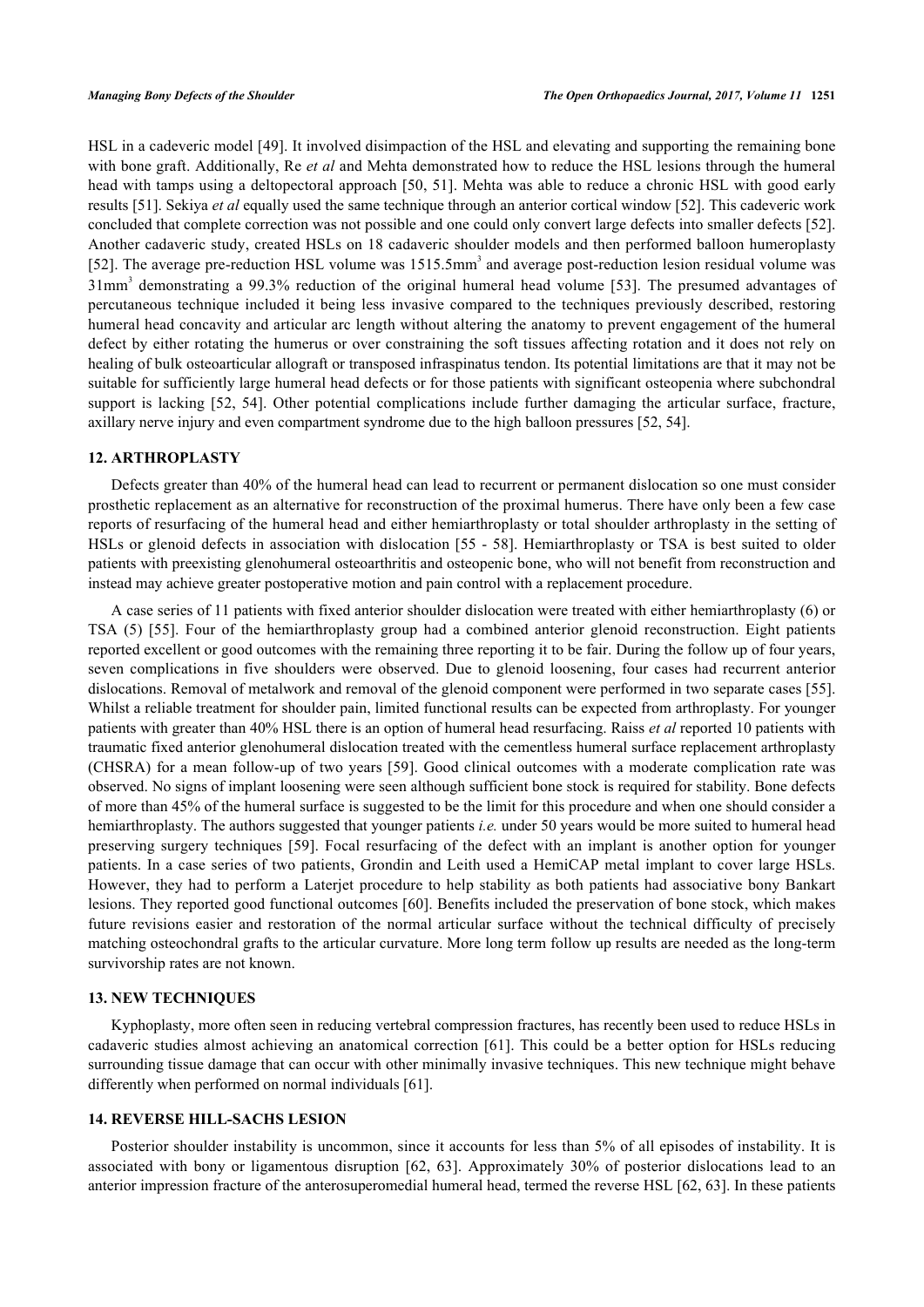HSL in a cadeveric model [49]. It involved disimpaction of the HSL and elevating and supporting the remaining bone with bone graft. Additionally, Re *et al* and Mehta demonstrated how to reduce the HSL lesions through the humeral head with tamps using a deltopectoral approach [50, 51]. Mehta was able to reduce a chronic HSL with good early results [51]. Sekiya *et al* equally used the same technique through an anterior cortical window [52]. This cadeveric work concluded that complete correction was not possible and one could only convert large defects into smaller defects [52]. Another cadaveric study, created HSLs on 18 cadaveric shoulder models and then performed balloon humeroplasty [52]. The average pre-reduction HSL volume was 1515.5mm$^3$ and average post-reduction lesion residual volume was 31mm$^3$ demonstrating a 99.3% reduction of the original humeral head volume [53]. The presumed advantages of percutaneous technique included it being less invasive compared to the techniques previously described, restoring humeral head concavity and articular arc length without altering the anatomy to prevent engagement of the humeral defect by either rotating the humerus or over constraining the soft tissues affecting rotation and it does not rely on healing of bulk osteoarticular allograft or transposed infraspinatus tendon. Its potential limitations are that it may not be suitable for sufficiently large humeral head defects or for those patients with significant osteopenia where subchondral support is lacking [52, 54]. Other potential complications include further damaging the articular surface, fracture, axillary nerve injury and even compartment syndrome due to the high balloon pressures [52, 54].

## 12. ARTHROPLASTY

Defects greater than 40% of the humeral head can lead to recurrent or permanent dislocation so one must consider prosthetic replacement as an alternative for reconstruction of the proximal humerus. There have only been a few case reports of resurfacing of the humeral head and either hemiarthroplasty or total shoulder arthroplasty in the setting of HSLs or glenoid defects in association with dislocation [55 - 58]. Hemiarthroplasty or TSA is best suited to older patients with preexisting glenohumeral osteoarthritis and osteopenic bone, who will not benefit from reconstruction and instead may achieve greater postoperative motion and pain control with a replacement procedure.

A case series of 11 patients with fixed anterior shoulder dislocation were treated with either hemiarthroplasty (6) or TSA (5) [55]. Four of the hemiarthroplasty group had a combined anterior glenoid reconstruction. Eight patients reported excellent or good outcomes with the remaining three reporting it to be fair. During the follow up of four years, seven complications in five shoulders were observed. Due to glenoid loosening, four cases had recurrent anterior dislocations. Removal of metalwork and removal of the glenoid component were performed in two separate cases [55]. Whilst a reliable treatment for shoulder pain, limited functional results can be expected from arthroplasty. For younger patients with greater than 40% HSL there is an option of humeral head resurfacing. Raiss *et al* reported 10 patients with traumatic fixed anterior glenohumeral dislocation treated with the cementless humeral surface replacement arthroplasty (CHSRA) for a mean follow-up of two years [59]. Good clinical outcomes with a moderate complication rate was observed. No signs of implant loosening were seen although sufficient bone stock is required for stability. Bone defects of more than 45% of the humeral surface is suggested to be the limit for this procedure and when one should consider a hemiarthroplasty. The authors suggested that younger patients *i.e.* under 50 years would be more suited to humeral head preserving surgery techniques [59]. Focal resurfacing of the defect with an implant is another option for younger patients. In a case series of two patients, Grondin and Leith used a HemiCAP metal implant to cover large HSLs. However, they had to perform a Laterjet procedure to help stability as both patients had associative bony Bankart lesions. They reported good functional outcomes [60]. Benefits included the preservation of bone stock, which makes future revisions easier and restoration of the normal articular surface without the technical difficulty of precisely matching osteochondral grafts to the articular curvature. More long term follow up results are needed as the long-term survivorship rates are not known.

## 13. NEW TECHNIQUES

Kyphoplasty, more often seen in reducing vertebral compression fractures, has recently been used to reduce HSLs in cadaveric studies almost achieving an anatomical correction [61]. This could be a better option for HSLs reducing surrounding tissue damage that can occur with other minimally invasive techniques. This new technique might behave differently when performed on normal individuals [61].

## 14. REVERSE HILL-SACHS LESION

Posterior shoulder instability is uncommon, since it accounts for less than 5% of all episodes of instability. It is associated with bony or ligamentous disruption [62, 63]. Approximately 30% of posterior dislocations lead to an anterior impression fracture of the anterosuperomedial humeral head, termed the reverse HSL [62, 63]. In these patients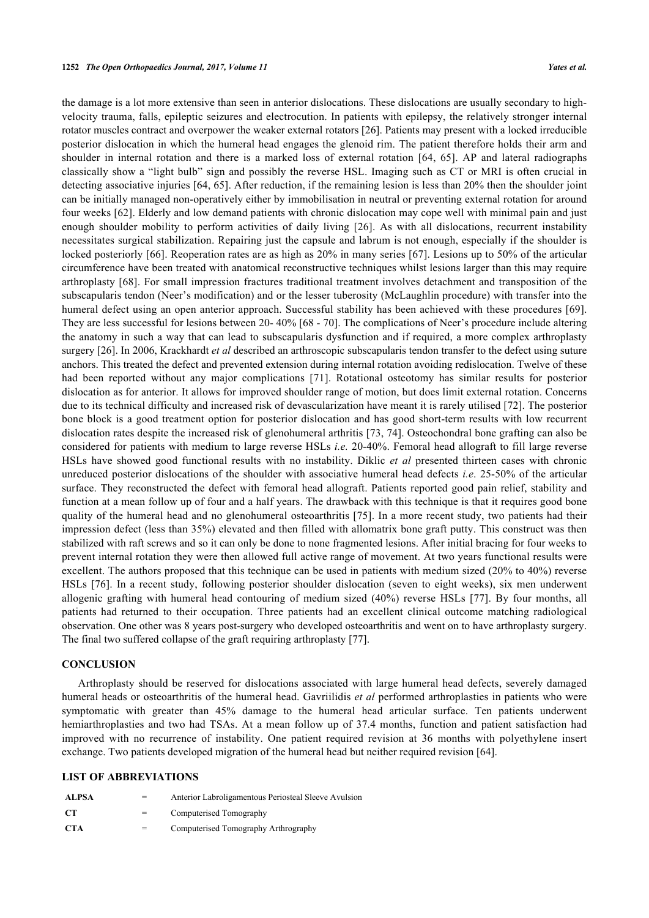the damage is a lot more extensive than seen in anterior dislocations. These dislocations are usually secondary to high-velocity trauma, falls, epileptic seizures and electrocution. In patients with epilepsy, the relatively stronger internal rotator muscles contract and overpower the weaker external rotators [26]. Patients may present with a locked irreducible posterior dislocation in which the humeral head engages the glenoid rim. The patient therefore holds their arm and shoulder in internal rotation and there is a marked loss of external rotation [64, 65]. AP and lateral radiographs classically show a "light bulb" sign and possibly the reverse HSL. Imaging such as CT or MRI is often crucial in detecting associative injuries [64, 65]. After reduction, if the remaining lesion is less than 20% then the shoulder joint can be initially managed non-operatively either by immobilisation in neutral or preventing external rotation for around four weeks [62]. Elderly and low demand patients with chronic dislocation may cope well with minimal pain and just enough shoulder mobility to perform activities of daily living [26]. As with all dislocations, recurrent instability necessitates surgical stabilization. Repairing just the capsule and labrum is not enough, especially if the shoulder is locked posteriorly [66]. Reoperation rates are as high as 20% in many series [67]. Lesions up to 50% of the articular circumference have been treated with anatomical reconstructive techniques whilst lesions larger than this may require arthroplasty [68]. For small impression fractures traditional treatment involves detachment and transposition of the subscapularis tendon (Neer's modification) and or the lesser tuberosity (McLaughlin procedure) with transfer into the humeral defect using an open anterior approach. Successful stability has been achieved with these procedures [69]. They are less successful for lesions between 20- 40% [68 - 70]. The complications of Neer's procedure include altering the anatomy in such a way that can lead to subscapularis dysfunction and if required, a more complex arthroplasty surgery [26]. In 2006, Krackhardt *et al* described an arthroscopic subscapularis tendon transfer to the defect using suture anchors. This treated the defect and prevented extension during internal rotation avoiding redislocation. Twelve of these had been reported without any major complications [71]. Rotational osteotomy has similar results for posterior dislocation as for anterior. It allows for improved shoulder range of motion, but does limit external rotation. Concerns due to its technical difficulty and increased risk of devascularization have meant it is rarely utilised [72]. The posterior bone block is a good treatment option for posterior dislocation and has good short-term results with low recurrent dislocation rates despite the increased risk of glenohumeral arthritis [73, 74]. Osteochondral bone grafting can also be considered for patients with medium to large reverse HSLs *i.e.* 20-40%. Femoral head allograft to fill large reverse HSLs have showed good functional results with no instability. Diklic *et al* presented thirteen cases with chronic unreduced posterior dislocations of the shoulder with associative humeral head defects *i.e*. 25-50% of the articular surface. They reconstructed the defect with femoral head allograft. Patients reported good pain relief, stability and function at a mean follow up of four and a half years. The drawback with this technique is that it requires good bone quality of the humeral head and no glenohumeral osteoarthritis [75]. In a more recent study, two patients had their impression defect (less than 35%) elevated and then filled with allomatrix bone graft putty. This construct was then stabilized with raft screws and so it can only be done to none fragmented lesions. After initial bracing for four weeks to prevent internal rotation they were then allowed full active range of movement. At two years functional results were excellent. The authors proposed that this technique can be used in patients with medium sized (20% to 40%) reverse HSLs [76]. In a recent study, following posterior shoulder dislocation (seven to eight weeks), six men underwent allogenic grafting with humeral head contouring of medium sized (40%) reverse HSLs [77]. By four months, all patients had returned to their occupation. Three patients had an excellent clinical outcome matching radiological observation. One other was 8 years post-surgery who developed osteoarthritis and went on to have arthroplasty surgery. The final two suffered collapse of the graft requiring arthroplasty [77].

## CONCLUSION

Arthroplasty should be reserved for dislocations associated with large humeral head defects, severely damaged humeral heads or osteoarthritis of the humeral head. Gavriilidis *et al* performed arthroplasties in patients who were symptomatic with greater than 45% damage to the humeral head articular surface. Ten patients underwent hemiarthroplasties and two had TSAs. At a mean follow up of 37.4 months, function and patient satisfaction had improved with no recurrence of instability. One patient required revision at 36 months with polyethylene insert exchange. Two patients developed migration of the humeral head but neither required revision [64].

## LIST OF ABBREVIATIONS

| | | |
|---|---|---|
| **ALPSA** | = | Anterior Labroligamentous Periosteal Sleeve Avulsion |
| **CT** | = | Computerised Tomography |
| **CTA** | = | Computerised Tomography Arthrography |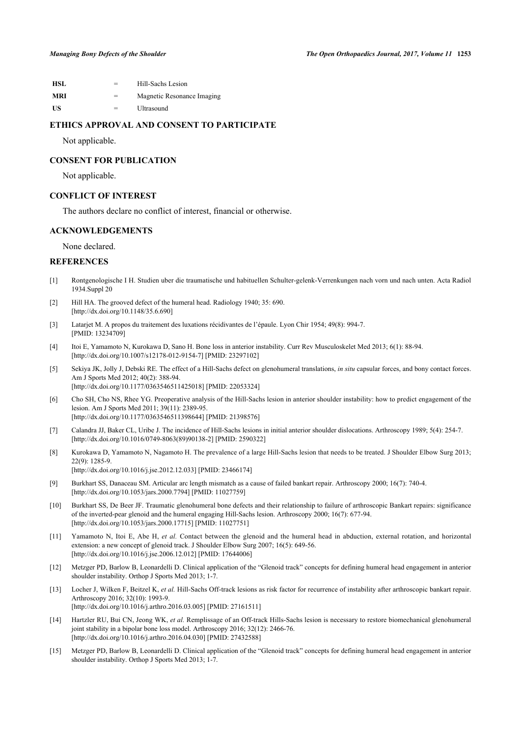| | | |
|---|---|---|
| **HSL** | = | Hill-Sachs Lesion |
| **MRI** | = | Magnetic Resonance Imaging |
| **US** | = | Ultrasound |

## ETHICS APPROVAL AND CONSENT TO PARTICIPATE

Not applicable.

## CONSENT FOR PUBLICATION

Not applicable.

## CONFLICT OF INTEREST

The authors declare no conflict of interest, financial or otherwise.

## ACKNOWLEDGEMENTS

None declared.

## REFERENCES

[1] Rontgenologische I H. Studien uber die traumatische und habituellen Schulter-gelenk-Verrenkungen nach vorn und nach unten. Acta Radiol 1934.Suppl 20

[2] Hill HA. The grooved defect of the humeral head. Radiology 1940; 35: 690. [http://dx.doi.org/10.1148/35.6.690]

[3] Latarjet M. A propos du traitement des luxations récidivantes de l'épaule. Lyon Chir 1954; 49(8): 994-7. [PMID: 13234709]

[4] Itoi E, Yamamoto N, Kurokawa D, Sano H. Bone loss in anterior instability. Curr Rev Musculoskelet Med 2013; 6(1): 88-94. [http://dx.doi.org/10.1007/s12178-012-9154-7] [PMID: 23297102]

[5] Sekiya JK, Jolly J, Debski RE. The effect of a Hill-Sachs defect on glenohumeral translations, *in situ* capsular forces, and bony contact forces. Am J Sports Med 2012; 40(2): 388-94. [http://dx.doi.org/10.1177/0363546511425018] [PMID: 22053324]

[6] Cho SH, Cho NS, Rhee YG. Preoperative analysis of the Hill-Sachs lesion in anterior shoulder instability: how to predict engagement of the lesion. Am J Sports Med 2011; 39(11): 2389-95. [http://dx.doi.org/10.1177/0363546511398644] [PMID: 21398576]

[7] Calandra JJ, Baker CL, Uribe J. The incidence of Hill-Sachs lesions in initial anterior shoulder dislocations. Arthroscopy 1989; 5(4): 254-7. [http://dx.doi.org/10.1016/0749-8063(89)90138-2] [PMID: 2590322]

[8] Kurokawa D, Yamamoto N, Nagamoto H. The prevalence of a large Hill-Sachs lesion that needs to be treated. J Shoulder Elbow Surg 2013; 22(9): 1285-9. [http://dx.doi.org/10.1016/j.jse.2012.12.033] [PMID: 23466174]

[9] Burkhart SS, Danaceau SM. Articular arc length mismatch as a cause of failed bankart repair. Arthroscopy 2000; 16(7): 740-4. [http://dx.doi.org/10.1053/jars.2000.7794] [PMID: 11027759]

[10] Burkhart SS, De Beer JF. Traumatic glenohumeral bone defects and their relationship to failure of arthroscopic Bankart repairs: significance of the inverted-pear glenoid and the humeral engaging Hill-Sachs lesion. Arthroscopy 2000; 16(7): 677-94. [http://dx.doi.org/10.1053/jars.2000.17715] [PMID: 11027751]

[11] Yamamoto N, Itoi E, Abe H, *et al.* Contact between the glenoid and the humeral head in abduction, external rotation, and horizontal extension: a new concept of glenoid track. J Shoulder Elbow Surg 2007; 16(5): 649-56. [http://dx.doi.org/10.1016/j.jse.2006.12.012] [PMID: 17644006]

[12] Metzger PD, Barlow B, Leonardelli D. Clinical application of the "Glenoid track" concepts for defining humeral head engagement in anterior shoulder instability. Orthop J Sports Med 2013; 1-7.

[13] Locher J, Wilken F, Beitzel K, *et al.* Hill-Sachs Off-track lesions as risk factor for recurrence of instability after arthroscopic bankart repair. Arthroscopy 2016; 32(10): 1993-9. [http://dx.doi.org/10.1016/j.arthro.2016.03.005] [PMID: 27161511]

[14] Hartzler RU, Bui CN, Jeong WK, *et al.* Remplissage of an Off-track Hills-Sachs lesion is necessary to restore biomechanical glenohumeral joint stability in a bipolar bone loss model. Arthroscopy 2016; 32(12): 2466-76. [http://dx.doi.org/10.1016/j.arthro.2016.04.030] [PMID: 27432588]

[15] Metzger PD, Barlow B, Leonardelli D. Clinical application of the "Glenoid track" concepts for defining humeral head engagement in anterior shoulder instability. Orthop J Sports Med 2013; 1-7.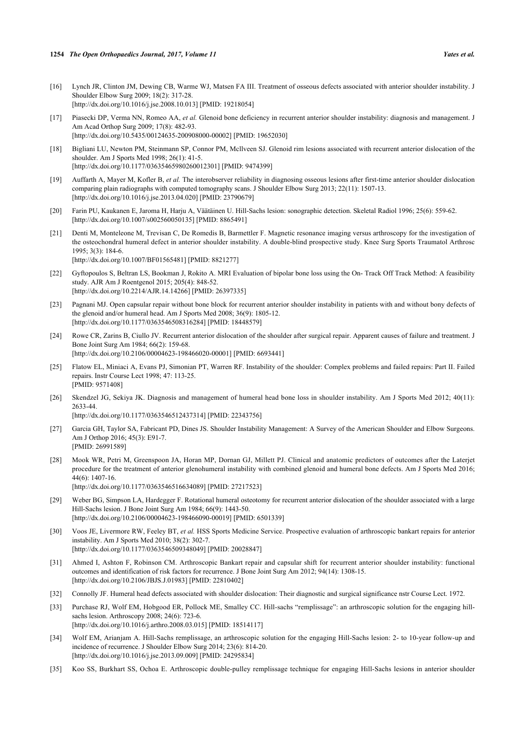[16] Lynch JR, Clinton JM, Dewing CB, Warme WJ, Matsen FA III. Treatment of osseous defects associated with anterior shoulder instability. J Shoulder Elbow Surg 2009; 18(2): 317-28.
[http://dx.doi.org/10.1016/j.jse.2008.10.013] [PMID: 19218054]

[17] Piasecki DP, Verma NN, Romeo AA, *et al.* Glenoid bone deficiency in recurrent anterior shoulder instability: diagnosis and management. J Am Acad Orthop Surg 2009; 17(8): 482-93.
[http://dx.doi.org/10.5435/00124635-200908000-00002] [PMID: 19652030]

[18] Bigliani LU, Newton PM, Steinmann SP, Connor PM, Mcllveen SJ. Glenoid rim lesions associated with recurrent anterior dislocation of the shoulder. Am J Sports Med 1998; 26(1): 41-5.
[http://dx.doi.org/10.1177/03635465980260012301] [PMID: 9474399]

[19] Auffarth A, Mayer M, Kofler B, *et al.* The interobserver reliability in diagnosing osseous lesions after first-time anterior shoulder dislocation comparing plain radiographs with computed tomography scans. J Shoulder Elbow Surg 2013; 22(11): 1507-13.
[http://dx.doi.org/10.1016/j.jse.2013.04.020] [PMID: 23790679]

[20] Farin PU, Kaukanen E, Jaroma H, Harju A, Väätäinen U. Hill-Sachs lesion: sonographic detection. Skeletal Radiol 1996; 25(6): 559-62.
[http://dx.doi.org/10.1007/s002560050135] [PMID: 8865491]

[21] Denti M, Monteleone M, Trevisan C, De Romedis B, Barmettler F. Magnetic resonance imaging versus arthroscopy for the investigation of the osteochondral humeral defect in anterior shoulder instability. A double-blind prospective study. Knee Surg Sports Traumatol Arthrosc 1995; 3(3): 184-6.
[http://dx.doi.org/10.1007/BF01565481] [PMID: 8821277]

[22] Gyftopoulos S, Beltran LS, Bookman J, Rokito A. MRI Evaluation of bipolar bone loss using the On- Track Off Track Method: A feasibility study. AJR Am J Roentgenol 2015; 205(4): 848-52.
[http://dx.doi.org/10.2214/AJR.14.14266] [PMID: 26397335]

[23] Pagnani MJ. Open capsular repair without bone block for recurrent anterior shoulder instability in patients with and without bony defects of the glenoid and/or humeral head. Am J Sports Med 2008; 36(9): 1805-12.
[http://dx.doi.org/10.1177/0363546508316284] [PMID: 18448579]

[24] Rowe CR, Zarins B, Ciullo JV. Recurrent anterior dislocation of the shoulder after surgical repair. Apparent causes of failure and treatment. J Bone Joint Surg Am 1984; 66(2): 159-68.
[http://dx.doi.org/10.2106/00004623-198466020-00001] [PMID: 6693441]

[25] Flatow EL, Miniaci A, Evans PJ, Simonian PT, Warren RF. Instability of the shoulder: Complex problems and failed repairs: Part II. Failed repairs. Instr Course Lect 1998; 47: 113-25.
[PMID: 9571408]

[26] Skendzel JG, Sekiya JK. Diagnosis and management of humeral head bone loss in shoulder instability. Am J Sports Med 2012; 40(11): 2633-44.
[http://dx.doi.org/10.1177/0363546512437314] [PMID: 22343756]

[27] Garcia GH, Taylor SA, Fabricant PD, Dines JS. Shoulder Instability Management: A Survey of the American Shoulder and Elbow Surgeons. Am J Orthop 2016; 45(3): E91-7.
[PMID: 26991589]

[28] Mook WR, Petri M, Greenspoon JA, Horan MP, Dornan GJ, Millett PJ. Clinical and anatomic predictors of outcomes after the Laterjet procedure for the treatment of anterior glenohumeral instability with combined glenoid and humeral bone defects. Am J Sports Med 2016; 44(6): 1407-16.
[http://dx.doi.org/10.1177/0363546516634089] [PMID: 27217523]

[29] Weber BG, Simpson LA, Hardegger F. Rotational humeral osteotomy for recurrent anterior dislocation of the shoulder associated with a large Hill-Sachs lesion. J Bone Joint Surg Am 1984; 66(9): 1443-50.
[http://dx.doi.org/10.2106/00004623-198466090-00019] [PMID: 6501339]

[30] Voos JE, Livermore RW, Feeley BT, *et al.* HSS Sports Medicine Service. Prospective evaluation of arthroscopic bankart repairs for anterior instability. Am J Sports Med 2010; 38(2): 302-7.
[http://dx.doi.org/10.1177/0363546509348049] [PMID: 20028847]

[31] Ahmed I, Ashton F, Robinson CM. Arthroscopic Bankart repair and capsular shift for recurrent anterior shoulder instability: functional outcomes and identification of risk factors for recurrence. J Bone Joint Surg Am 2012; 94(14): 1308-15.
[http://dx.doi.org/10.2106/JBJS.J.01983] [PMID: 22810402]

[32] Connolly JF. Humeral head defects associated with shoulder dislocation: Their diagnostic and surgical significance nstr Course Lect. 1972.

[33] Purchase RJ, Wolf EM, Hobgood ER, Pollock ME, Smalley CC. Hill-sachs "remplissage": an arthroscopic solution for the engaging hill-sachs lesion. Arthroscopy 2008; 24(6): 723-6.
[http://dx.doi.org/10.1016/j.arthro.2008.03.015] [PMID: 18514117]

[34] Wolf EM, Arianjam A. Hill-Sachs remplissage, an arthroscopic solution for the engaging Hill-Sachs lesion: 2- to 10-year follow-up and incidence of recurrence. J Shoulder Elbow Surg 2014; 23(6): 814-20.
[http://dx.doi.org/10.1016/j.jse.2013.09.009] [PMID: 24295834]

[35] Koo SS, Burkhart SS, Ochoa E. Arthroscopic double-pulley remplissage technique for engaging Hill-Sachs lesions in anterior shoulder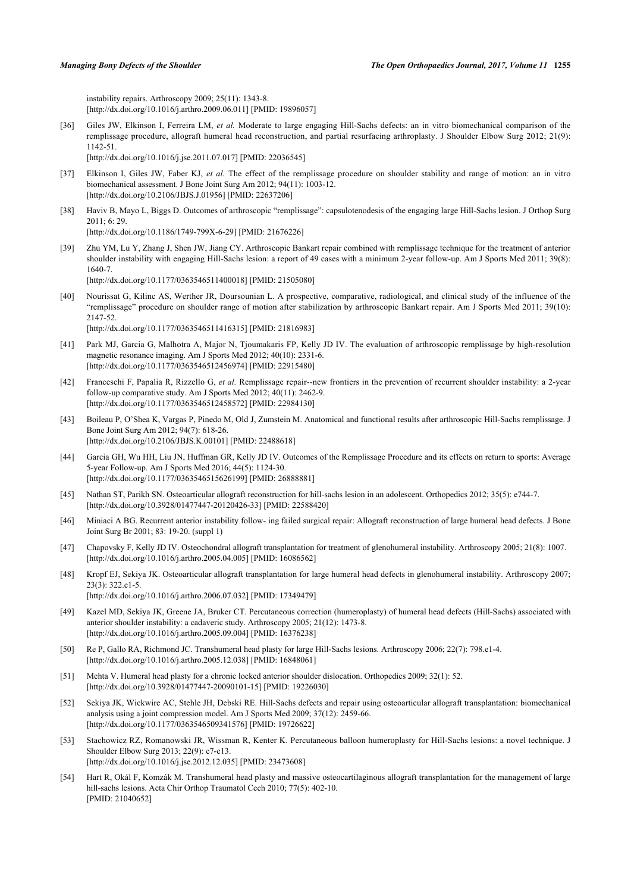instability repairs. Arthroscopy 2009; 25(11): 1343-8.
[http://dx.doi.org/10.1016/j.arthro.2009.06.011] [PMID: 19896057]

[36] Giles JW, Elkinson I, Ferreira LM, *et al.* Moderate to large engaging Hill-Sachs defects: an in vitro biomechanical comparison of the remplissage procedure, allograft humeral head reconstruction, and partial resurfacing arthroplasty. J Shoulder Elbow Surg 2012; 21(9): 1142-51.
[http://dx.doi.org/10.1016/j.jse.2011.07.017] [PMID: 22036545]

[37] Elkinson I, Giles JW, Faber KJ, *et al.* The effect of the remplissage procedure on shoulder stability and range of motion: an in vitro biomechanical assessment. J Bone Joint Surg Am 2012; 94(11): 1003-12.
[http://dx.doi.org/10.2106/JBJS.J.01956] [PMID: 22637206]

[38] Haviv B, Mayo L, Biggs D. Outcomes of arthroscopic "remplissage": capsulotenodesis of the engaging large Hill-Sachs lesion. J Orthop Surg 2011; 6: 29.
[http://dx.doi.org/10.1186/1749-799X-6-29] [PMID: 21676226]

[39] Zhu YM, Lu Y, Zhang J, Shen JW, Jiang CY. Arthroscopic Bankart repair combined with remplissage technique for the treatment of anterior shoulder instability with engaging Hill-Sachs lesion: a report of 49 cases with a minimum 2-year follow-up. Am J Sports Med 2011; 39(8): 1640-7.
[http://dx.doi.org/10.1177/0363546511400018] [PMID: 21505080]

[40] Nourissat G, Kilinc AS, Werther JR, Doursounian L. A prospective, comparative, radiological, and clinical study of the influence of the "remplissage" procedure on shoulder range of motion after stabilization by arthroscopic Bankart repair. Am J Sports Med 2011; 39(10): 2147-52.
[http://dx.doi.org/10.1177/0363546511416315] [PMID: 21816983]

[41] Park MJ, Garcia G, Malhotra A, Major N, Tjoumakaris FP, Kelly JD IV. The evaluation of arthroscopic remplissage by high-resolution magnetic resonance imaging. Am J Sports Med 2012; 40(10): 2331-6.
[http://dx.doi.org/10.1177/0363546512456974] [PMID: 22915480]

[42] Franceschi F, Papalia R, Rizzello G, *et al.* Remplissage repair--new frontiers in the prevention of recurrent shoulder instability: a 2-year follow-up comparative study. Am J Sports Med 2012; 40(11): 2462-9.
[http://dx.doi.org/10.1177/0363546512458572] [PMID: 22984130]

[43] Boileau P, O'Shea K, Vargas P, Pinedo M, Old J, Zumstein M. Anatomical and functional results after arthroscopic Hill-Sachs remplissage. J Bone Joint Surg Am 2012; 94(7): 618-26.
[http://dx.doi.org/10.2106/JBJS.K.00101] [PMID: 22488618]

[44] Garcia GH, Wu HH, Liu JN, Huffman GR, Kelly JD IV. Outcomes of the Remplissage Procedure and its effects on return to sports: Average 5-year Follow-up. Am J Sports Med 2016; 44(5): 1124-30.
[http://dx.doi.org/10.1177/0363546515626199] [PMID: 26888881]

[45] Nathan ST, Parikh SN. Osteoarticular allograft reconstruction for hill-sachs lesion in an adolescent. Orthopedics 2012; 35(5): e744-7.
[http://dx.doi.org/10.3928/01477447-20120426-33] [PMID: 22588420]

[46] Miniaci A BG. Recurrent anterior instability follow- ing failed surgical repair: Allograft reconstruction of large humeral head defects. J Bone Joint Surg Br 2001; 83: 19-20. (suppl 1)

[47] Chapovsky F, Kelly JD IV. Osteochondral allograft transplantation for treatment of glenohumeral instability. Arthroscopy 2005; 21(8): 1007.
[http://dx.doi.org/10.1016/j.arthro.2005.04.005] [PMID: 16086562]

[48] Kropf EJ, Sekiya JK. Osteoarticular allograft transplantation for large humeral head defects in glenohumeral instability. Arthroscopy 2007; 23(3): 322.e1-5.
[http://dx.doi.org/10.1016/j.arthro.2006.07.032] [PMID: 17349479]

[49] Kazel MD, Sekiya JK, Greene JA, Bruker CT. Percutaneous correction (humeroplasty) of humeral head defects (Hill-Sachs) associated with anterior shoulder instability: a cadaveric study. Arthroscopy 2005; 21(12): 1473-8.
[http://dx.doi.org/10.1016/j.arthro.2005.09.004] [PMID: 16376238]

[50] Re P, Gallo RA, Richmond JC. Transhumeral head plasty for large Hill-Sachs lesions. Arthroscopy 2006; 22(7): 798.e1-4.
[http://dx.doi.org/10.1016/j.arthro.2005.12.038] [PMID: 16848061]

[51] Mehta V. Humeral head plasty for a chronic locked anterior shoulder dislocation. Orthopedics 2009; 32(1): 52.
[http://dx.doi.org/10.3928/01477447-20090101-15] [PMID: 19226030]

[52] Sekiya JK, Wickwire AC, Stehle JH, Debski RE. Hill-Sachs defects and repair using osteoarticular allograft transplantation: biomechanical analysis using a joint compression model. Am J Sports Med 2009; 37(12): 2459-66.
[http://dx.doi.org/10.1177/0363546509341576] [PMID: 19726622]

[53] Stachowicz RZ, Romanowski JR, Wissman R, Kenter K. Percutaneous balloon humeroplasty for Hill-Sachs lesions: a novel technique. J Shoulder Elbow Surg 2013; 22(9): e7-e13.
[http://dx.doi.org/10.1016/j.jse.2012.12.035] [PMID: 23473608]

[54] Hart R, Okál F, Komzák M. Transhumeral head plasty and massive osteocartilaginous allograft transplantation for the management of large hill-sachs lesions. Acta Chir Orthop Traumatol Cech 2010; 77(5): 402-10.
[PMID: 21040652]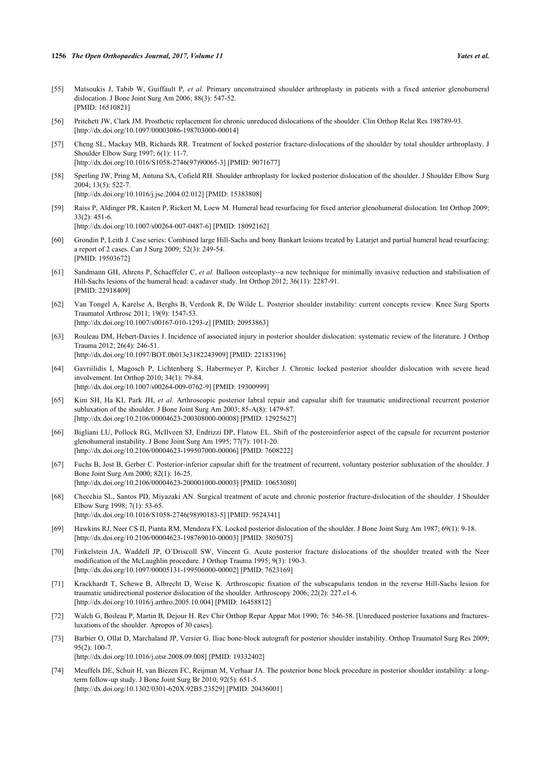[55] Matsoukis J, Tabib W, Guiffault P, *et al.* Primary unconstrained shoulder arthroplasty in patients with a fixed anterior glenohumeral dislocation. J Bone Joint Surg Am 2006; 88(3): 547-52. [PMID: 16510821]

[56] Pritchett JW, Clark JM. Prosthetic replacement for chronic unreduced dislocations of the shoulder. Clin Orthop Relat Res 198789-93. [http://dx.doi.org/10.1097/00003086-198703000-00014]

[57] Cheng SL, Mackay MB, Richards RR. Treatment of locked posterior fracture-dislocations of the shoulder by total shoulder arthroplasty. J Shoulder Elbow Surg 1997; 6(1): 11-7. [http://dx.doi.org/10.1016/S1058-2746(97)90065-3] [PMID: 9071677]

[58] Sperling JW, Pring M, Antuna SA, Cofield RH. Shoulder arthroplasty for locked posterior dislocation of the shoulder. J Shoulder Elbow Surg 2004; 13(5): 522-7. [http://dx.doi.org/10.1016/j.jse.2004.02.012] [PMID: 15383808]

[59] Raiss P, Aldinger PR, Kasten P, Rickert M, Loew M. Humeral head resurfacing for fixed anterior glenohumeral dislocation. Int Orthop 2009; 33(2): 451-6. [http://dx.doi.org/10.1007/s00264-007-0487-6] [PMID: 18092162]

[60] Grondin P, Leith J. Case series: Combined large Hill-Sachs and bony Bankart lesions treated by Latarjet and partial humeral head resurfacing: a report of 2 cases. Can J Surg 2009; 52(3): 249-54. [PMID: 19503672]

[61] Sandmann GH, Ahrens P, Schaeffeler C, *et al.* Balloon osteoplasty--a new technique for minimally invasive reduction and stabilisation of Hill-Sachs lesions of the humeral head: a cadaver study. Int Orthop 2012; 36(11): 2287-91. [PMID: 22918409]

[62] Van Tongel A, Karelse A, Berghs B, Verdonk R, De Wilde L. Posterior shoulder instability: current concepts review. Knee Surg Sports Traumatol Arthrosc 2011; 19(9): 1547-53. [http://dx.doi.org/10.1007/s00167-010-1293-z] [PMID: 20953863]

[63] Rouleau DM, Hebert-Davies J. Incidence of associated injury in posterior shoulder dislocation: systematic review of the literature. J Orthop Trauma 2012; 26(4): 246-51. [http://dx.doi.org/10.1097/BOT.0b013e3182243909] [PMID: 22183196]

[64] Gavriilidis I, Magosch P, Lichtenberg S, Habermeyer P, Kircher J. Chronic locked posterior shoulder dislocation with severe head involvement. Int Orthop 2010; 34(1): 79-84. [http://dx.doi.org/10.1007/s00264-009-0762-9] [PMID: 19300999]

[65] Kim SH, Ha KI, Park JH, *et al.* Arthroscopic posterior labral repair and capsular shift for traumatic unidirectional recurrent posterior subluxation of the shoulder. J Bone Joint Surg Am 2003; 85-A(8): 1479-87. [http://dx.doi.org/10.2106/00004623-200308000-00008] [PMID: 12925627]

[66] Bigliani LU, Pollock RG, McIlveen SJ, Endrizzi DP, Flatow EL. Shift of the posteroinferior aspect of the capsule for recurrent posterior glenohumeral instability. J Bone Joint Surg Am 1995; 77(7): 1011-20. [http://dx.doi.org/10.2106/00004623-199507000-00006] [PMID: 7608222]

[67] Fuchs B, Jost B, Gerber C. Posterior-inferior capsular shift for the treatment of recurrent, voluntary posterior subluxation of the shoulder. J Bone Joint Surg Am 2000; 82(1): 16-25. [http://dx.doi.org/10.2106/00004623-200001000-00003] [PMID: 10653080]

[68] Checchia SL, Santos PD, Miyazaki AN. Surgical treatment of acute and chronic posterior fracture-dislocation of the shoulder. J Shoulder Elbow Surg 1998; 7(1): 53-65. [http://dx.doi.org/10.1016/S1058-2746(98)90183-5] [PMID: 9524341]

[69] Hawkins RJ, Neer CS II, Pianta RM, Mendoza FX. Locked posterior dislocation of the shoulder. J Bone Joint Surg Am 1987; 69(1): 9-18. [http://dx.doi.org/10.2106/00004623-198769010-00003] [PMID: 3805075]

[70] Finkelstein JA, Waddell JP, O'Driscoll SW, Vincent G. Acute posterior fracture dislocations of the shoulder treated with the Neer modification of the McLaughlin procedure. J Orthop Trauma 1995; 9(3): 190-3. [http://dx.doi.org/10.1097/00005131-199506000-00002] [PMID: 7623169]

[71] Krackhardt T, Schewe B, Albrecht D, Weise K. Arthroscopic fixation of the subscapularis tendon in the reverse Hill-Sachs lesion for traumatic unidirectional posterior dislocation of the shoulder. Arthroscopy 2006; 22(2): 227.e1-6. [http://dx.doi.org/10.1016/j.arthro.2005.10.004] [PMID: 16458812]

[72] Walch G, Boileau P, Martin B, Dejour H. Rev Chir Orthop Repar Appar Mot 1990; 76: 546-58. [Unreduced posterior luxations and fractures-luxations of the shoulder. Apropos of 30 cases].

[73] Barbier O, Ollat D, Marchaland JP, Versier G. Iliac bone-block autograft for posterior shoulder instability. Orthop Traumatol Surg Res 2009; 95(2): 100-7. [http://dx.doi.org/10.1016/j.otsr.2008.09.008] [PMID: 19332402]

[74] Meuffels DE, Schuit H, van Biezen FC, Reijman M, Verhaar JA. The posterior bone block procedure in posterior shoulder instability: a long-term follow-up study. J Bone Joint Surg Br 2010; 92(5): 651-5. [http://dx.doi.org/10.1302/0301-620X.92B5.23529] [PMID: 20436001]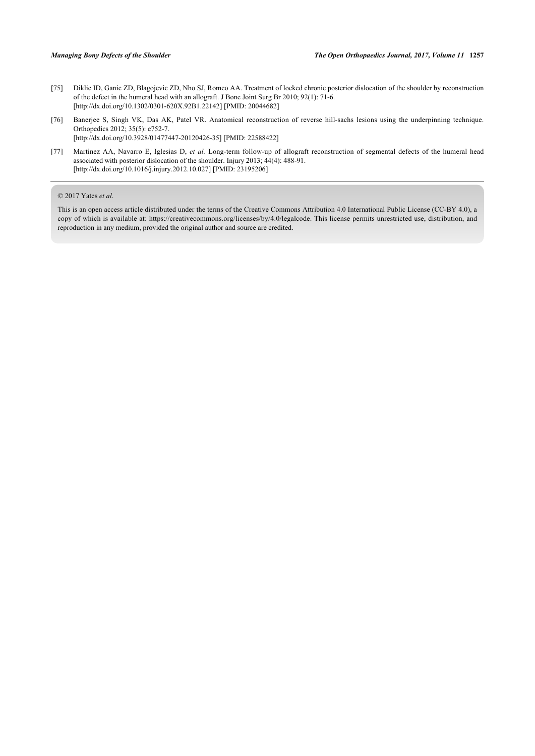[75] Diklic ID, Ganic ZD, Blagojevic ZD, Nho SJ, Romeo AA. Treatment of locked chronic posterior dislocation of the shoulder by reconstruction of the defect in the humeral head with an allograft. J Bone Joint Surg Br 2010; 92(1): 71-6. [http://dx.doi.org/10.1302/0301-620X.92B1.22142] [PMID: 20044682]

[76] Banerjee S, Singh VK, Das AK, Patel VR. Anatomical reconstruction of reverse hill-sachs lesions using the underpinning technique. Orthopedics 2012; 35(5): e752-7. [http://dx.doi.org/10.3928/01477447-20120426-35] [PMID: 22588422]

[77] Martinez AA, Navarro E, Iglesias D, *et al.* Long-term follow-up of allograft reconstruction of segmental defects of the humeral head associated with posterior dislocation of the shoulder. Injury 2013; 44(4): 488-91. [http://dx.doi.org/10.1016/j.injury.2012.10.027] [PMID: 23195206]

---

© 2017 Yates *et al*.

This is an open access article distributed under the terms of the Creative Commons Attribution 4.0 International Public License (CC-BY 4.0), a copy of which is available at: https://creativecommons.org/licenses/by/4.0/legalcode. This license permits unrestricted use, distribution, and reproduction in any medium, provided the original author and source are credited.